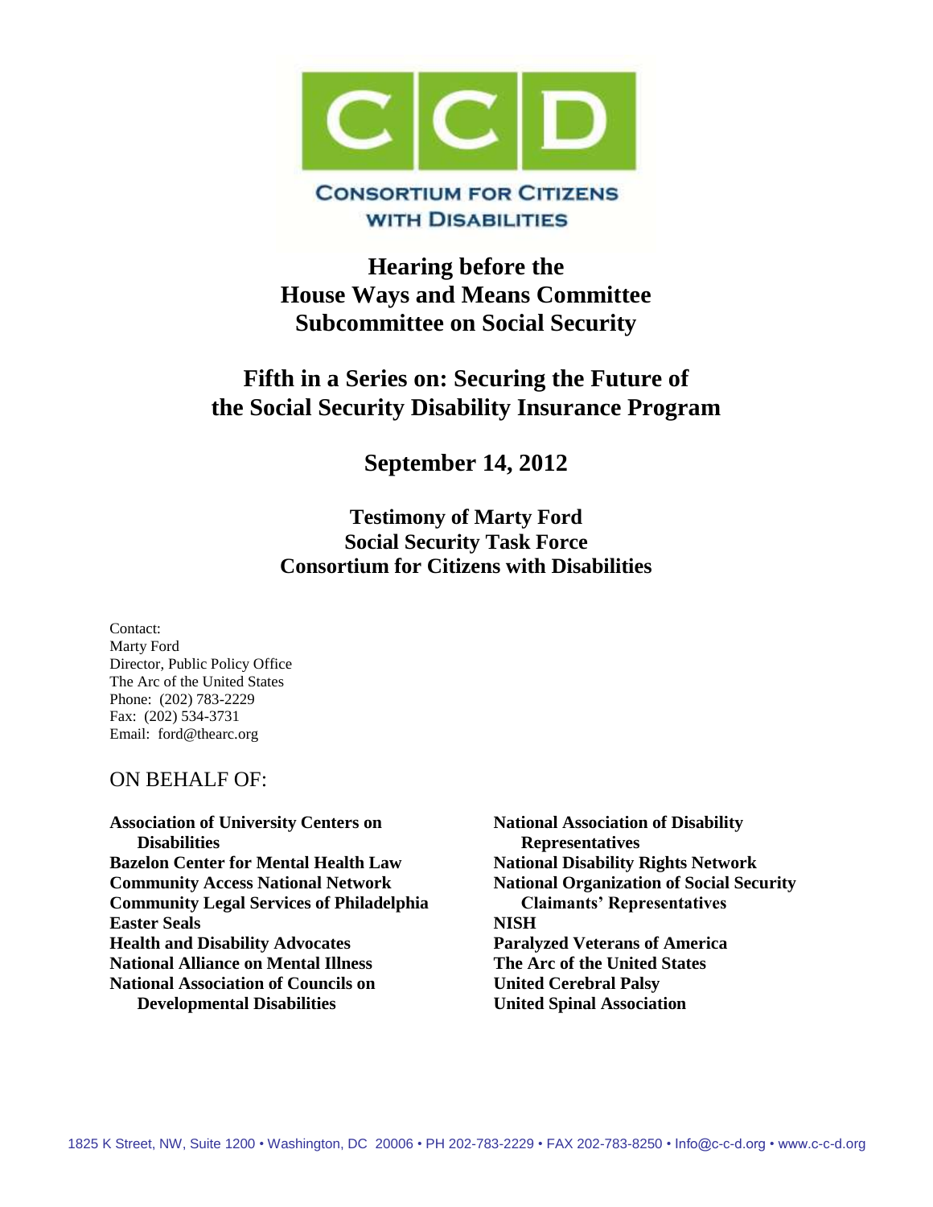# CCD

**CONSORTIUM FOR CITIZENS WITH DISABILITIES**

## Hearing before the House Ways and Means Committee Subcommittee on Social Security

## Fifth in a Series on: Securing the Future of the Social Security Disability Insurance Program

## September 14, 2012

### Testimony of Marty Ford
### Social Security Task Force
### Consortium for Citizens with Disabilities

Contact:
Marty Ford
Director, Public Policy Office
The Arc of the United States
Phone: (202) 783-2229
Fax: (202) 534-3731
Email: ford@thearc.org

ON BEHALF OF:

**Association of University Centers on Disabilities**
**Bazelon Center for Mental Health Law**
**Community Access National Network**
**Community Legal Services of Philadelphia**
**Easter Seals**
**Health and Disability Advocates**
**National Alliance on Mental Illness**
**National Association of Councils on Developmental Disabilities**
**National Association of Disability Representatives**
**National Disability Rights Network**
**National Organization of Social Security Claimants' Representatives**
**NISH**
**Paralyzed Veterans of America**
**The Arc of the United States**
**United Cerebral Palsy**
**United Spinal Association**

1825 K Street, NW, Suite 1200 • Washington, DC 20006 • PH 202-783-2229 • FAX 202-783-8250 • Info@c-c-d.org • www.c-c-d.org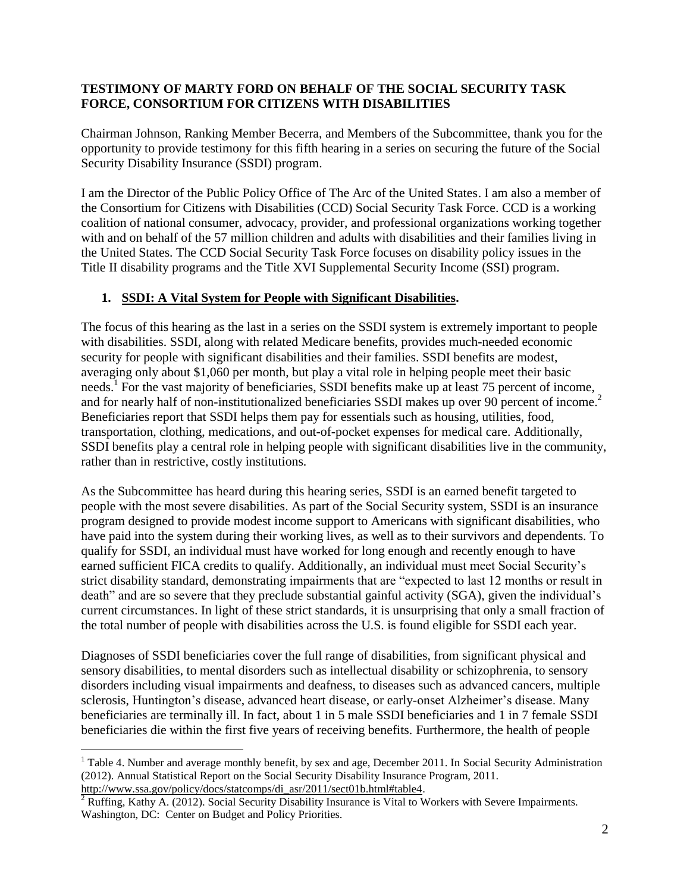**TESTIMONY OF MARTY FORD ON BEHALF OF THE SOCIAL SECURITY TASK FORCE, CONSORTIUM FOR CITIZENS WITH DISABILITIES**

Chairman Johnson, Ranking Member Becerra, and Members of the Subcommittee, thank you for the opportunity to provide testimony for this fifth hearing in a series on securing the future of the Social Security Disability Insurance (SSDI) program.

I am the Director of the Public Policy Office of The Arc of the United States. I am also a member of the Consortium for Citizens with Disabilities (CCD) Social Security Task Force. CCD is a working coalition of national consumer, advocacy, provider, and professional organizations working together with and on behalf of the 57 million children and adults with disabilities and their families living in the United States. The CCD Social Security Task Force focuses on disability policy issues in the Title II disability programs and the Title XVI Supplemental Security Income (SSI) program.

## 1. SSDI: A Vital System for People with Significant Disabilities.

The focus of this hearing as the last in a series on the SSDI system is extremely important to people with disabilities. SSDI, along with related Medicare benefits, provides much-needed economic security for people with significant disabilities and their families. SSDI benefits are modest, averaging only about $1,060 per month, but play a vital role in helping people meet their basic needs.[1] For the vast majority of beneficiaries, SSDI benefits make up at least 75 percent of income, and for nearly half of non-institutionalized beneficiaries SSDI makes up over 90 percent of income.[2] Beneficiaries report that SSDI helps them pay for essentials such as housing, utilities, food, transportation, clothing, medications, and out-of-pocket expenses for medical care. Additionally, SSDI benefits play a central role in helping people with significant disabilities live in the community, rather than in restrictive, costly institutions.

As the Subcommittee has heard during this hearing series, SSDI is an earned benefit targeted to people with the most severe disabilities. As part of the Social Security system, SSDI is an insurance program designed to provide modest income support to Americans with significant disabilities, who have paid into the system during their working lives, as well as to their survivors and dependents. To qualify for SSDI, an individual must have worked for long enough and recently enough to have earned sufficient FICA credits to qualify. Additionally, an individual must meet Social Security's strict disability standard, demonstrating impairments that are "expected to last 12 months or result in death" and are so severe that they preclude substantial gainful activity (SGA), given the individual's current circumstances. In light of these strict standards, it is unsurprising that only a small fraction of the total number of people with disabilities across the U.S. is found eligible for SSDI each year.

Diagnoses of SSDI beneficiaries cover the full range of disabilities, from significant physical and sensory disabilities, to mental disorders such as intellectual disability or schizophrenia, to sensory disorders including visual impairments and deafness, to diseases such as advanced cancers, multiple sclerosis, Huntington's disease, advanced heart disease, or early-onset Alzheimer's disease. Many beneficiaries are terminally ill. In fact, about 1 in 5 male SSDI beneficiaries and 1 in 7 female SSDI beneficiaries die within the first five years of receiving benefits. Furthermore, the health of people

---

[1] Table 4. Number and average monthly benefit, by sex and age, December 2011. In Social Security Administration (2012). Annual Statistical Report on the Social Security Disability Insurance Program, 2011. http://www.ssa.gov/policy/docs/statcomps/di_asr/2011/sect01b.html#table4.

[2] Ruffing, Kathy A. (2012). Social Security Disability Insurance is Vital to Workers with Severe Impairments. Washington, DC: Center on Budget and Policy Priorities.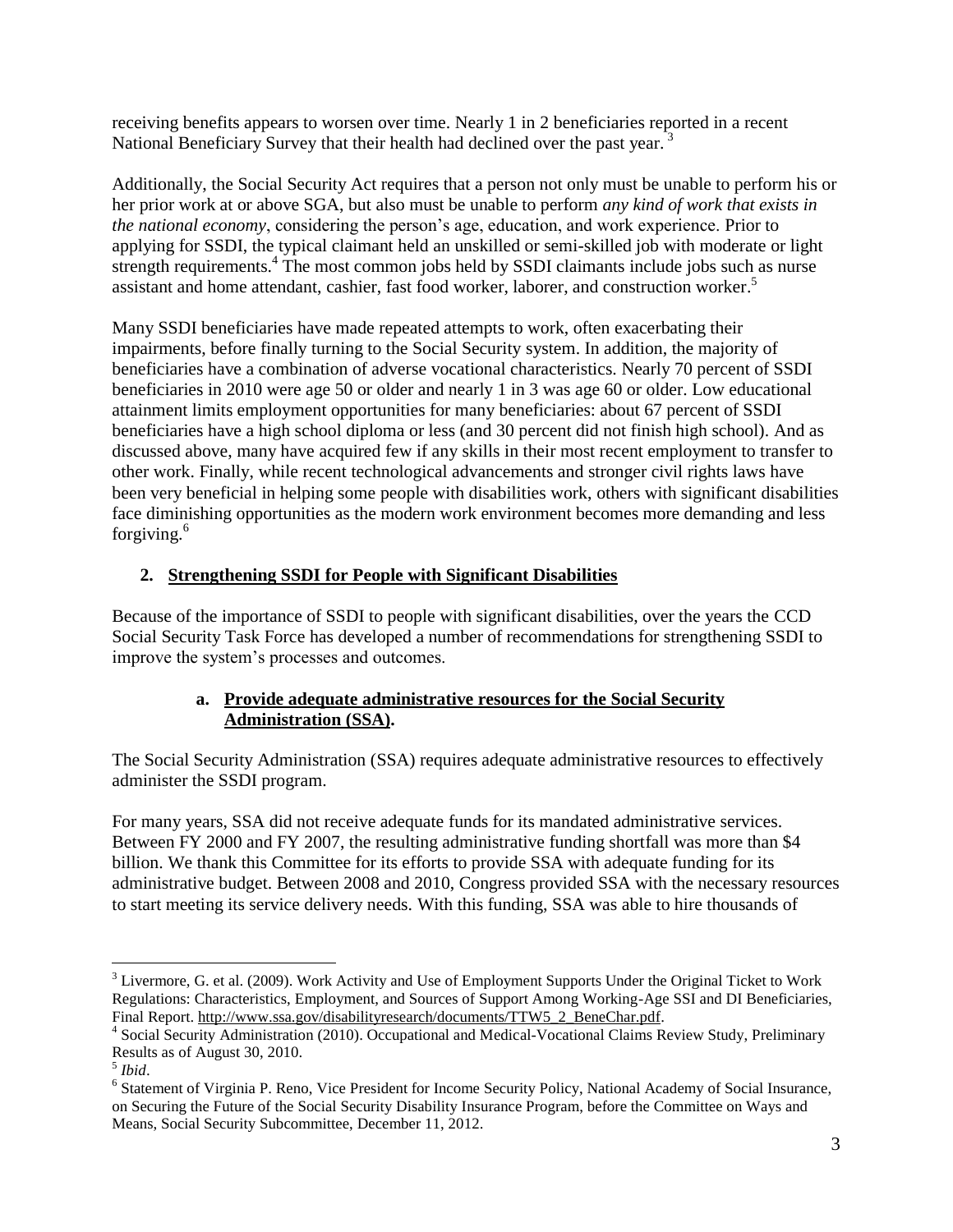receiving benefits appears to worsen over time. Nearly 1 in 2 beneficiaries reported in a recent National Beneficiary Survey that their health had declined over the past year. [3]

Additionally, the Social Security Act requires that a person not only must be unable to perform his or her prior work at or above SGA, but also must be unable to perform *any kind of work that exists in the national economy*, considering the person's age, education, and work experience. Prior to applying for SSDI, the typical claimant held an unskilled or semi-skilled job with moderate or light strength requirements.[4] The most common jobs held by SSDI claimants include jobs such as nurse assistant and home attendant, cashier, fast food worker, laborer, and construction worker.[5]

Many SSDI beneficiaries have made repeated attempts to work, often exacerbating their impairments, before finally turning to the Social Security system. In addition, the majority of beneficiaries have a combination of adverse vocational characteristics. Nearly 70 percent of SSDI beneficiaries in 2010 were age 50 or older and nearly 1 in 3 was age 60 or older. Low educational attainment limits employment opportunities for many beneficiaries: about 67 percent of SSDI beneficiaries have a high school diploma or less (and 30 percent did not finish high school). And as discussed above, many have acquired few if any skills in their most recent employment to transfer to other work. Finally, while recent technological advancements and stronger civil rights laws have been very beneficial in helping some people with disabilities work, others with significant disabilities face diminishing opportunities as the modern work environment becomes more demanding and less forgiving.[6]

## 2. Strengthening SSDI for People with Significant Disabilities

Because of the importance of SSDI to people with significant disabilities, over the years the CCD Social Security Task Force has developed a number of recommendations for strengthening SSDI to improve the system's processes and outcomes.

### a. Provide adequate administrative resources for the Social Security Administration (SSA).

The Social Security Administration (SSA) requires adequate administrative resources to effectively administer the SSDI program.

For many years, SSA did not receive adequate funds for its mandated administrative services. Between FY 2000 and FY 2007, the resulting administrative funding shortfall was more than $4 billion. We thank this Committee for its efforts to provide SSA with adequate funding for its administrative budget. Between 2008 and 2010, Congress provided SSA with the necessary resources to start meeting its service delivery needs. With this funding, SSA was able to hire thousands of

---

[3] Livermore, G. et al. (2009). Work Activity and Use of Employment Supports Under the Original Ticket to Work Regulations: Characteristics, Employment, and Sources of Support Among Working-Age SSI and DI Beneficiaries, Final Report. http://www.ssa.gov/disabilityresearch/documents/TTW5_2_BeneChar.pdf.

[4] Social Security Administration (2010). Occupational and Medical-Vocational Claims Review Study, Preliminary Results as of August 30, 2010.

[5] *Ibid*.

[6] Statement of Virginia P. Reno, Vice President for Income Security Policy, National Academy of Social Insurance, on Securing the Future of the Social Security Disability Insurance Program, before the Committee on Ways and Means, Social Security Subcommittee, December 11, 2012.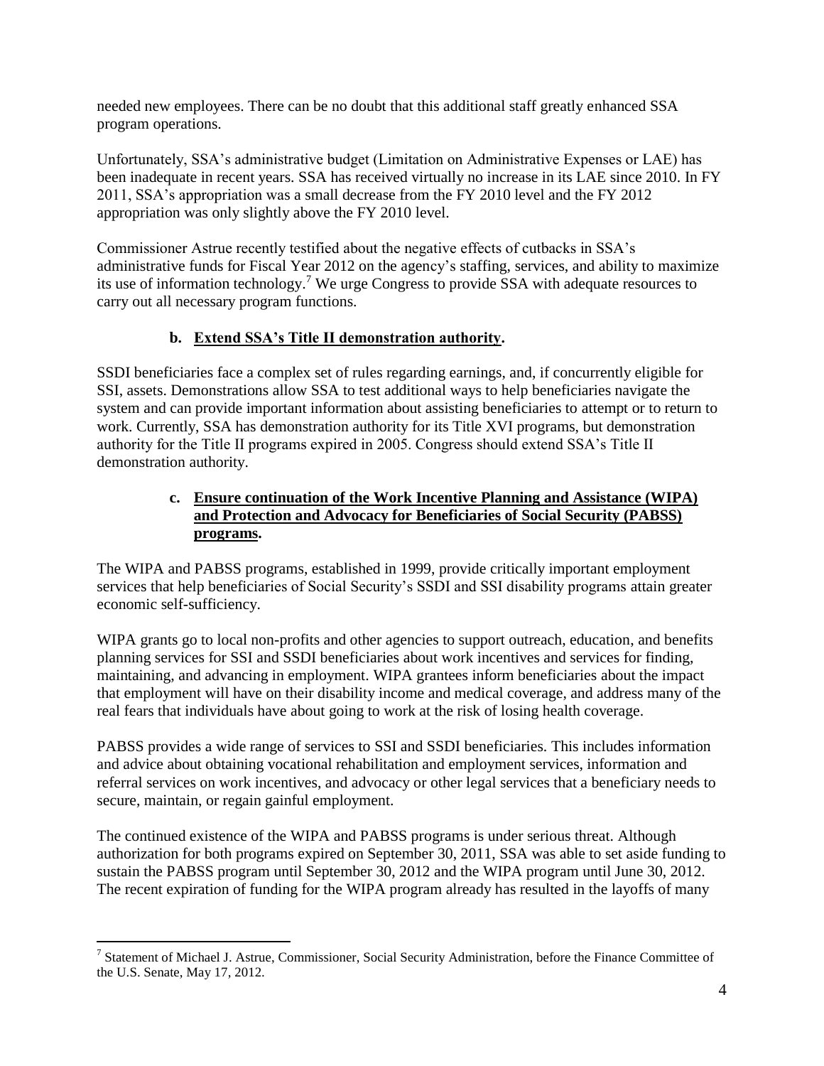needed new employees. There can be no doubt that this additional staff greatly enhanced SSA program operations.

Unfortunately, SSA's administrative budget (Limitation on Administrative Expenses or LAE) has been inadequate in recent years. SSA has received virtually no increase in its LAE since 2010. In FY 2011, SSA's appropriation was a small decrease from the FY 2010 level and the FY 2012 appropriation was only slightly above the FY 2010 level.

Commissioner Astrue recently testified about the negative effects of cutbacks in SSA's administrative funds for Fiscal Year 2012 on the agency's staffing, services, and ability to maximize its use of information technology.[7] We urge Congress to provide SSA with adequate resources to carry out all necessary program functions.

### b. <u>Extend SSA's Title II demonstration authority</u>.

SSDI beneficiaries face a complex set of rules regarding earnings, and, if concurrently eligible for SSI, assets. Demonstrations allow SSA to test additional ways to help beneficiaries navigate the system and can provide important information about assisting beneficiaries to attempt or to return to work. Currently, SSA has demonstration authority for its Title XVI programs, but demonstration authority for the Title II programs expired in 2005. Congress should extend SSA's Title II demonstration authority.

### c. <u>Ensure continuation of the Work Incentive Planning and Assistance (WIPA) and Protection and Advocacy for Beneficiaries of Social Security (PABSS) programs</u>.

The WIPA and PABSS programs, established in 1999, provide critically important employment services that help beneficiaries of Social Security's SSDI and SSI disability programs attain greater economic self-sufficiency.

WIPA grants go to local non-profits and other agencies to support outreach, education, and benefits planning services for SSI and SSDI beneficiaries about work incentives and services for finding, maintaining, and advancing in employment. WIPA grantees inform beneficiaries about the impact that employment will have on their disability income and medical coverage, and address many of the real fears that individuals have about going to work at the risk of losing health coverage.

PABSS provides a wide range of services to SSI and SSDI beneficiaries. This includes information and advice about obtaining vocational rehabilitation and employment services, information and referral services on work incentives, and advocacy or other legal services that a beneficiary needs to secure, maintain, or regain gainful employment.

The continued existence of the WIPA and PABSS programs is under serious threat. Although authorization for both programs expired on September 30, 2011, SSA was able to set aside funding to sustain the PABSS program until September 30, 2012 and the WIPA program until June 30, 2012. The recent expiration of funding for the WIPA program already has resulted in the layoffs of many

---

[7] Statement of Michael J. Astrue, Commissioner, Social Security Administration, before the Finance Committee of the U.S. Senate, May 17, 2012.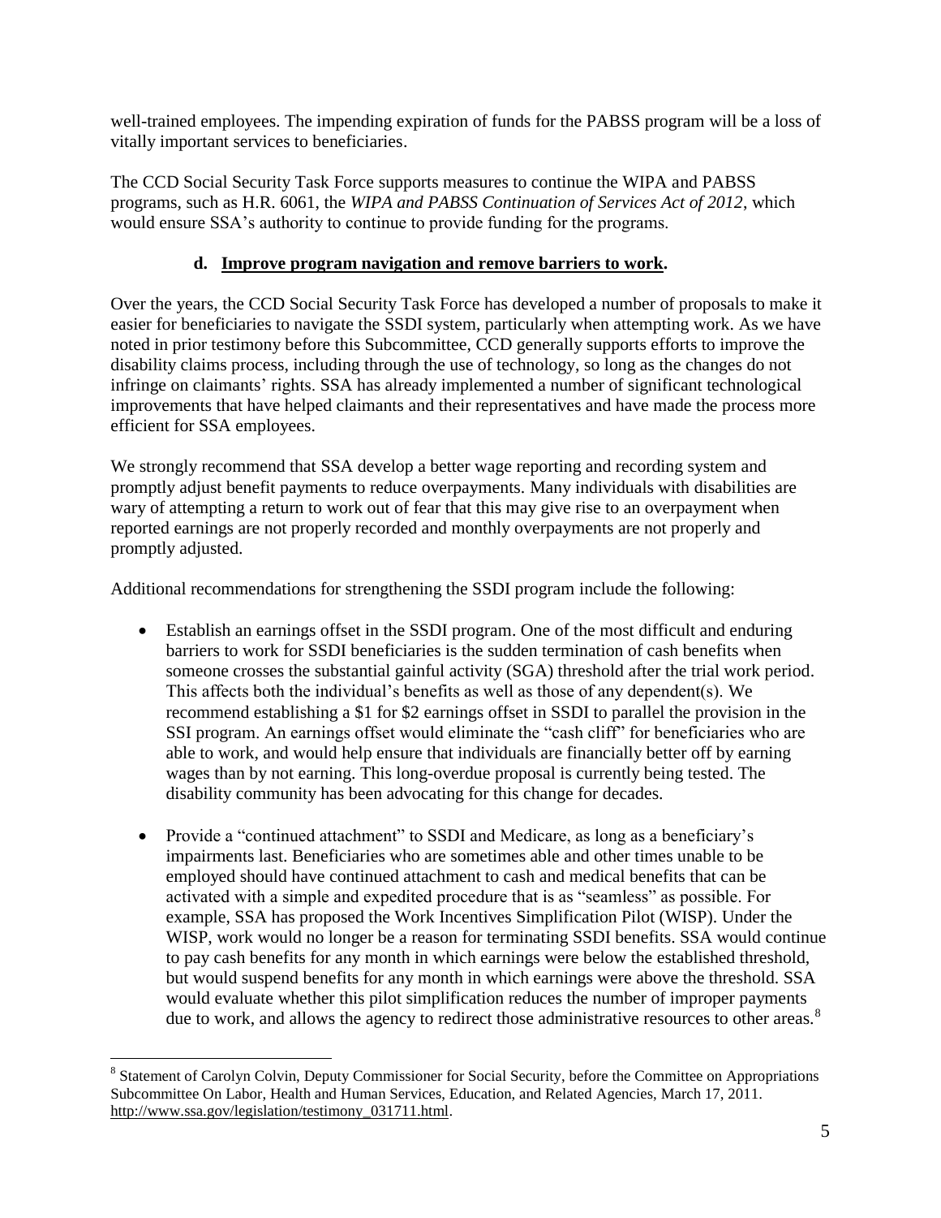well-trained employees. The impending expiration of funds for the PABSS program will be a loss of vitally important services to beneficiaries.

The CCD Social Security Task Force supports measures to continue the WIPA and PABSS programs, such as H.R. 6061, the *WIPA and PABSS Continuation of Services Act of 2012*, which would ensure SSA's authority to continue to provide funding for the programs.

### d. <u>Improve program navigation and remove barriers to work</u>.

Over the years, the CCD Social Security Task Force has developed a number of proposals to make it easier for beneficiaries to navigate the SSDI system, particularly when attempting work. As we have noted in prior testimony before this Subcommittee, CCD generally supports efforts to improve the disability claims process, including through the use of technology, so long as the changes do not infringe on claimants' rights. SSA has already implemented a number of significant technological improvements that have helped claimants and their representatives and have made the process more efficient for SSA employees.

We strongly recommend that SSA develop a better wage reporting and recording system and promptly adjust benefit payments to reduce overpayments. Many individuals with disabilities are wary of attempting a return to work out of fear that this may give rise to an overpayment when reported earnings are not properly recorded and monthly overpayments are not properly and promptly adjusted.

Additional recommendations for strengthening the SSDI program include the following:

- Establish an earnings offset in the SSDI program. One of the most difficult and enduring barriers to work for SSDI beneficiaries is the sudden termination of cash benefits when someone crosses the substantial gainful activity (SGA) threshold after the trial work period. This affects both the individual's benefits as well as those of any dependent(s). We recommend establishing a $1 for $2 earnings offset in SSDI to parallel the provision in the SSI program. An earnings offset would eliminate the "cash cliff" for beneficiaries who are able to work, and would help ensure that individuals are financially better off by earning wages than by not earning. This long-overdue proposal is currently being tested. The disability community has been advocating for this change for decades.

- Provide a "continued attachment" to SSDI and Medicare, as long as a beneficiary's impairments last. Beneficiaries who are sometimes able and other times unable to be employed should have continued attachment to cash and medical benefits that can be activated with a simple and expedited procedure that is as "seamless" as possible. For example, SSA has proposed the Work Incentives Simplification Pilot (WISP). Under the WISP, work would no longer be a reason for terminating SSDI benefits. SSA would continue to pay cash benefits for any month in which earnings were below the established threshold, but would suspend benefits for any month in which earnings were above the threshold. SSA would evaluate whether this pilot simplification reduces the number of improper payments due to work, and allows the agency to redirect those administrative resources to other areas.[8]

---

[8] Statement of Carolyn Colvin, Deputy Commissioner for Social Security, before the Committee on Appropriations Subcommittee On Labor, Health and Human Services, Education, and Related Agencies, March 17, 2011. http://www.ssa.gov/legislation/testimony_031711.html.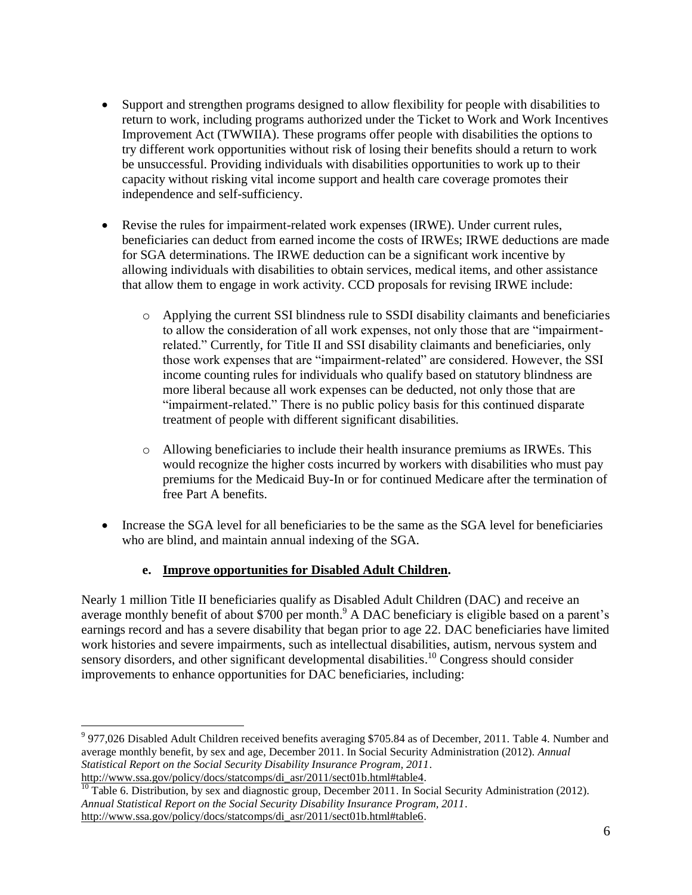- Support and strengthen programs designed to allow flexibility for people with disabilities to return to work, including programs authorized under the Ticket to Work and Work Incentives Improvement Act (TWWIIA). These programs offer people with disabilities the options to try different work opportunities without risk of losing their benefits should a return to work be unsuccessful. Providing individuals with disabilities opportunities to work up to their capacity without risking vital income support and health care coverage promotes their independence and self-sufficiency.

- Revise the rules for impairment-related work expenses (IRWE). Under current rules, beneficiaries can deduct from earned income the costs of IRWEs; IRWE deductions are made for SGA determinations. The IRWE deduction can be a significant work incentive by allowing individuals with disabilities to obtain services, medical items, and other assistance that allow them to engage in work activity. CCD proposals for revising IRWE include:

    - Applying the current SSI blindness rule to SSDI disability claimants and beneficiaries to allow the consideration of all work expenses, not only those that are "impairment-related." Currently, for Title II and SSI disability claimants and beneficiaries, only those work expenses that are "impairment-related" are considered. However, the SSI income counting rules for individuals who qualify based on statutory blindness are more liberal because all work expenses can be deducted, not only those that are "impairment-related." There is no public policy basis for this continued disparate treatment of people with different significant disabilities.

    - Allowing beneficiaries to include their health insurance premiums as IRWEs. This would recognize the higher costs incurred by workers with disabilities who must pay premiums for the Medicaid Buy-In or for continued Medicare after the termination of free Part A benefits.

- Increase the SGA level for all beneficiaries to be the same as the SGA level for beneficiaries who are blind, and maintain annual indexing of the SGA.

**e. <u>Improve opportunities for Disabled Adult Children</u>.**

Nearly 1 million Title II beneficiaries qualify as Disabled Adult Children (DAC) and receive an average monthly benefit of about $700 per month.[9] A DAC beneficiary is eligible based on a parent's earnings record and has a severe disability that began prior to age 22. DAC beneficiaries have limited work histories and severe impairments, such as intellectual disabilities, autism, nervous system and sensory disorders, and other significant developmental disabilities.[10] Congress should consider improvements to enhance opportunities for DAC beneficiaries, including:

---

[9] 977,026 Disabled Adult Children received benefits averaging $705.84 as of December, 2011. Table 4. Number and average monthly benefit, by sex and age, December 2011. In Social Security Administration (2012). *Annual Statistical Report on the Social Security Disability Insurance Program, 2011*. http://www.ssa.gov/policy/docs/statcomps/di_asr/2011/sect01b.html#table4.

[10] Table 6. Distribution, by sex and diagnostic group, December 2011. In Social Security Administration (2012). *Annual Statistical Report on the Social Security Disability Insurance Program, 2011*. http://www.ssa.gov/policy/docs/statcomps/di_asr/2011/sect01b.html#table6.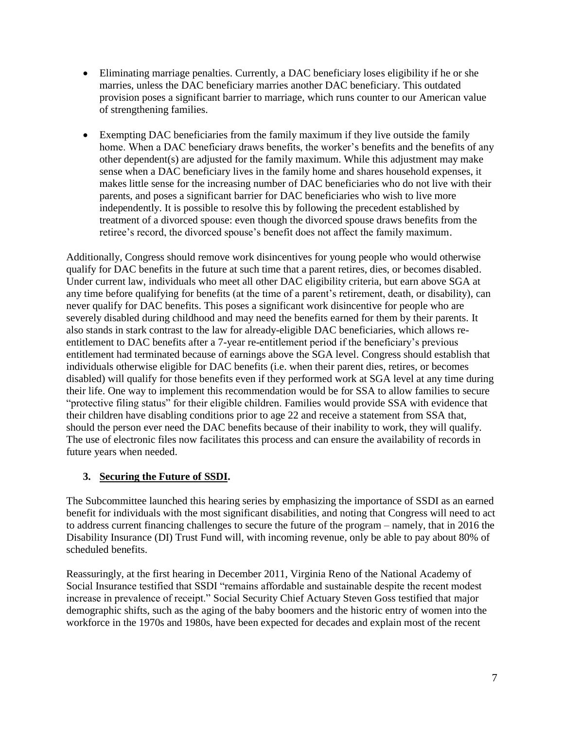- Eliminating marriage penalties. Currently, a DAC beneficiary loses eligibility if he or she marries, unless the DAC beneficiary marries another DAC beneficiary. This outdated provision poses a significant barrier to marriage, which runs counter to our American value of strengthening families.

- Exempting DAC beneficiaries from the family maximum if they live outside the family home. When a DAC beneficiary draws benefits, the worker's benefits and the benefits of any other dependent(s) are adjusted for the family maximum. While this adjustment may make sense when a DAC beneficiary lives in the family home and shares household expenses, it makes little sense for the increasing number of DAC beneficiaries who do not live with their parents, and poses a significant barrier for DAC beneficiaries who wish to live more independently. It is possible to resolve this by following the precedent established by treatment of a divorced spouse: even though the divorced spouse draws benefits from the retiree's record, the divorced spouse's benefit does not affect the family maximum.

Additionally, Congress should remove work disincentives for young people who would otherwise qualify for DAC benefits in the future at such time that a parent retires, dies, or becomes disabled. Under current law, individuals who meet all other DAC eligibility criteria, but earn above SGA at any time before qualifying for benefits (at the time of a parent's retirement, death, or disability), can never qualify for DAC benefits. This poses a significant work disincentive for people who are severely disabled during childhood and may need the benefits earned for them by their parents. It also stands in stark contrast to the law for already-eligible DAC beneficiaries, which allows re-entitlement to DAC benefits after a 7-year re-entitlement period if the beneficiary's previous entitlement had terminated because of earnings above the SGA level. Congress should establish that individuals otherwise eligible for DAC benefits (i.e. when their parent dies, retires, or becomes disabled) will qualify for those benefits even if they performed work at SGA level at any time during their life. One way to implement this recommendation would be for SSA to allow families to secure "protective filing status" for their eligible children. Families would provide SSA with evidence that their children have disabling conditions prior to age 22 and receive a statement from SSA that, should the person ever need the DAC benefits because of their inability to work, they will qualify. The use of electronic files now facilitates this process and can ensure the availability of records in future years when needed.

### 3. <u>Securing the Future of SSDI</u>.

The Subcommittee launched this hearing series by emphasizing the importance of SSDI as an earned benefit for individuals with the most significant disabilities, and noting that Congress will need to act to address current financing challenges to secure the future of the program – namely, that in 2016 the Disability Insurance (DI) Trust Fund will, with incoming revenue, only be able to pay about 80% of scheduled benefits.

Reassuringly, at the first hearing in December 2011, Virginia Reno of the National Academy of Social Insurance testified that SSDI "remains affordable and sustainable despite the recent modest increase in prevalence of receipt." Social Security Chief Actuary Steven Goss testified that major demographic shifts, such as the aging of the baby boomers and the historic entry of women into the workforce in the 1970s and 1980s, have been expected for decades and explain most of the recent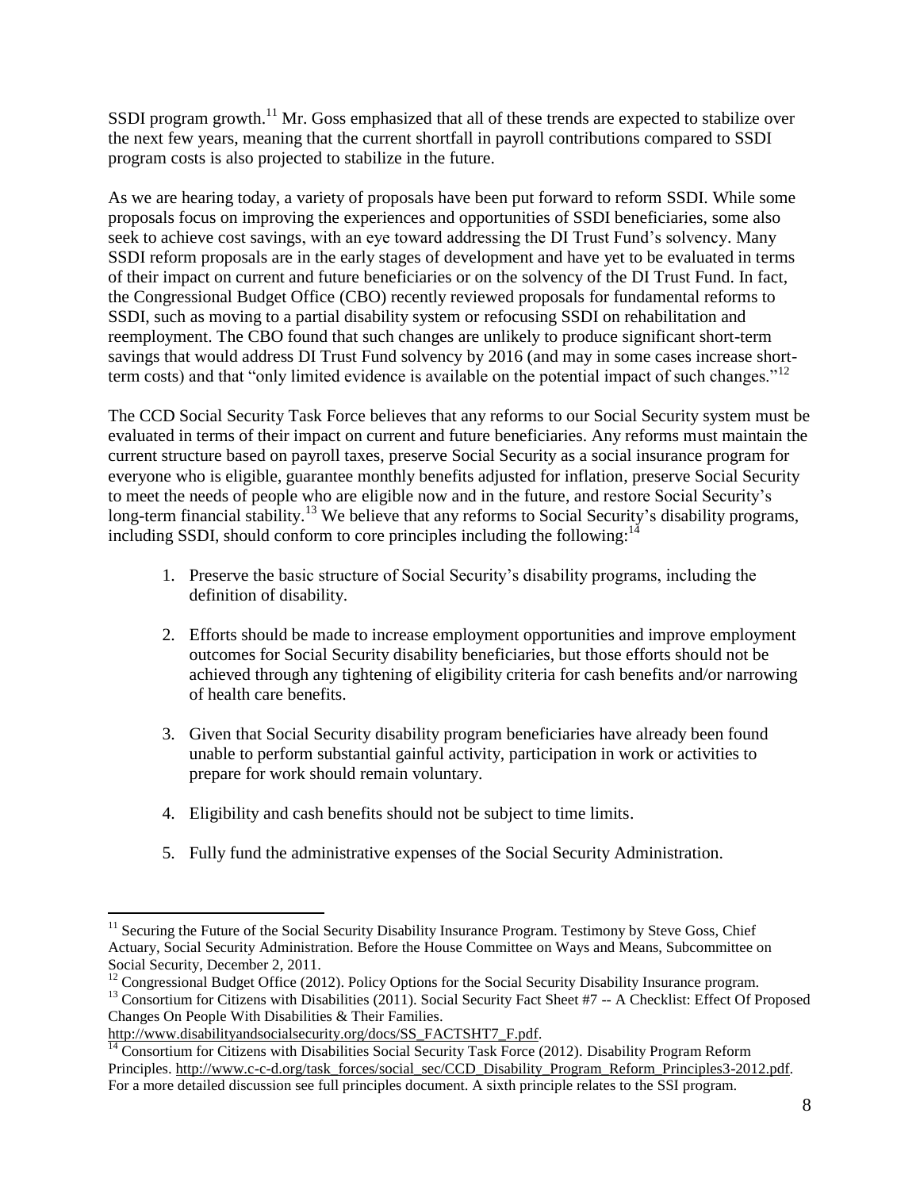SSDI program growth.[11] Mr. Goss emphasized that all of these trends are expected to stabilize over the next few years, meaning that the current shortfall in payroll contributions compared to SSDI program costs is also projected to stabilize in the future.

As we are hearing today, a variety of proposals have been put forward to reform SSDI. While some proposals focus on improving the experiences and opportunities of SSDI beneficiaries, some also seek to achieve cost savings, with an eye toward addressing the DI Trust Fund's solvency. Many SSDI reform proposals are in the early stages of development and have yet to be evaluated in terms of their impact on current and future beneficiaries or on the solvency of the DI Trust Fund. In fact, the Congressional Budget Office (CBO) recently reviewed proposals for fundamental reforms to SSDI, such as moving to a partial disability system or refocusing SSDI on rehabilitation and reemployment. The CBO found that such changes are unlikely to produce significant short-term savings that would address DI Trust Fund solvency by 2016 (and may in some cases increase short-term costs) and that "only limited evidence is available on the potential impact of such changes."[12]

The CCD Social Security Task Force believes that any reforms to our Social Security system must be evaluated in terms of their impact on current and future beneficiaries. Any reforms must maintain the current structure based on payroll taxes, preserve Social Security as a social insurance program for everyone who is eligible, guarantee monthly benefits adjusted for inflation, preserve Social Security to meet the needs of people who are eligible now and in the future, and restore Social Security's long-term financial stability.[13] We believe that any reforms to Social Security's disability programs, including SSDI, should conform to core principles including the following:[14]

1. Preserve the basic structure of Social Security's disability programs, including the definition of disability.

2. Efforts should be made to increase employment opportunities and improve employment outcomes for Social Security disability beneficiaries, but those efforts should not be achieved through any tightening of eligibility criteria for cash benefits and/or narrowing of health care benefits.

3. Given that Social Security disability program beneficiaries have already been found unable to perform substantial gainful activity, participation in work or activities to prepare for work should remain voluntary.

4. Eligibility and cash benefits should not be subject to time limits.

5. Fully fund the administrative expenses of the Social Security Administration.

---

[11] Securing the Future of the Social Security Disability Insurance Program. Testimony by Steve Goss, Chief Actuary, Social Security Administration. Before the House Committee on Ways and Means, Subcommittee on Social Security, December 2, 2011.

[12] Congressional Budget Office (2012). Policy Options for the Social Security Disability Insurance program.

[13] Consortium for Citizens with Disabilities (2011). Social Security Fact Sheet #7 -- A Checklist: Effect Of Proposed Changes On People With Disabilities & Their Families. http://www.disabilityandsocialsecurity.org/docs/SS_FACTSHT7_F.pdf.

[14] Consortium for Citizens with Disabilities Social Security Task Force (2012). Disability Program Reform Principles. http://www.c-c-d.org/task_forces/social_sec/CCD_Disability_Program_Reform_Principles3-2012.pdf. For a more detailed discussion see full principles document. A sixth principle relates to the SSI program.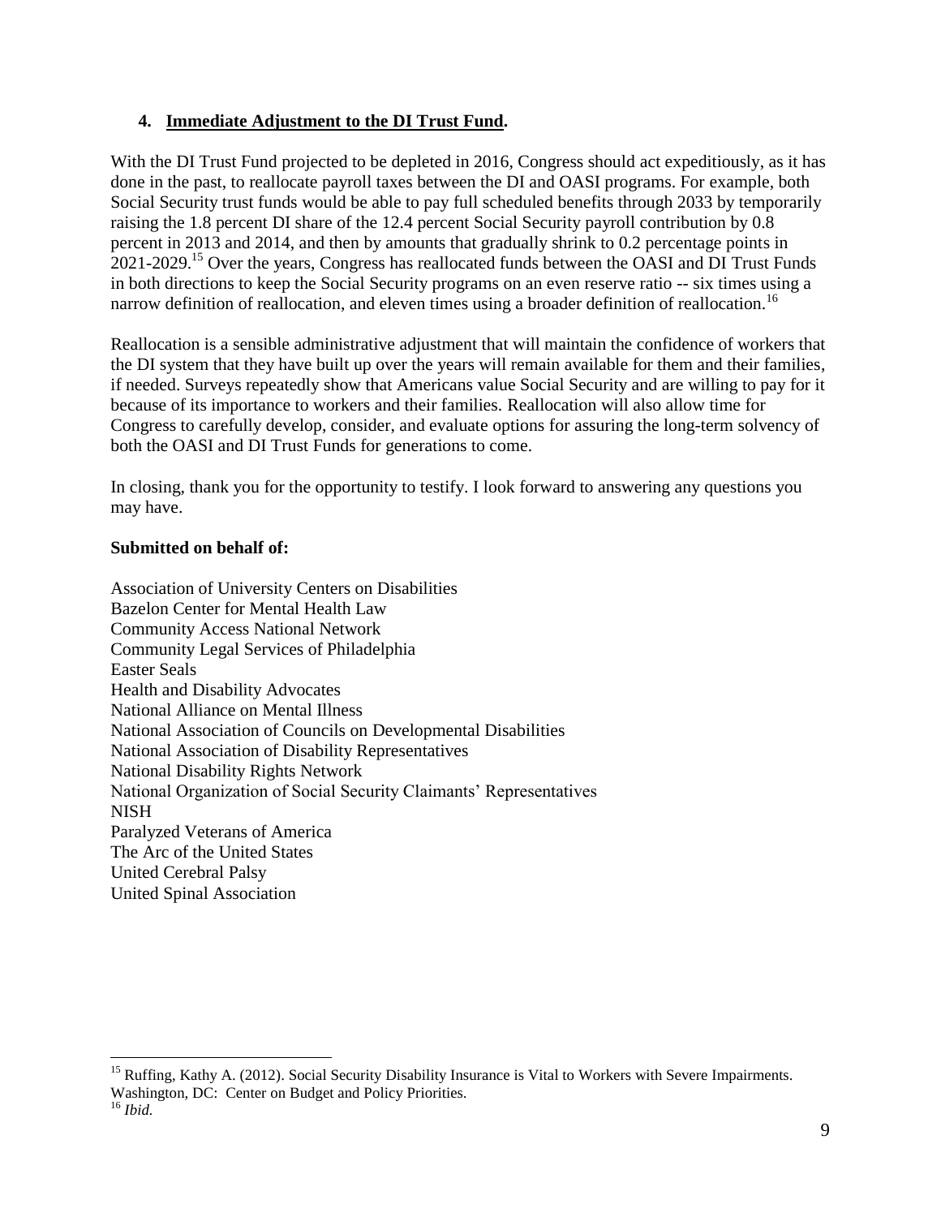### 4. **Immediate Adjustment to the DI Trust Fund.**

With the DI Trust Fund projected to be depleted in 2016, Congress should act expeditiously, as it has done in the past, to reallocate payroll taxes between the DI and OASI programs. For example, both Social Security trust funds would be able to pay full scheduled benefits through 2033 by temporarily raising the 1.8 percent DI share of the 12.4 percent Social Security payroll contribution by 0.8 percent in 2013 and 2014, and then by amounts that gradually shrink to 0.2 percentage points in 2021-2029.[15] Over the years, Congress has reallocated funds between the OASI and DI Trust Funds in both directions to keep the Social Security programs on an even reserve ratio -- six times using a narrow definition of reallocation, and eleven times using a broader definition of reallocation.[16]

Reallocation is a sensible administrative adjustment that will maintain the confidence of workers that the DI system that they have built up over the years will remain available for them and their families, if needed. Surveys repeatedly show that Americans value Social Security and are willing to pay for it because of its importance to workers and their families. Reallocation will also allow time for Congress to carefully develop, consider, and evaluate options for assuring the long-term solvency of both the OASI and DI Trust Funds for generations to come.

In closing, thank you for the opportunity to testify. I look forward to answering any questions you may have.

**Submitted on behalf of:**

Association of University Centers on Disabilities
Bazelon Center for Mental Health Law
Community Access National Network
Community Legal Services of Philadelphia
Easter Seals
Health and Disability Advocates
National Alliance on Mental Illness
National Association of Councils on Developmental Disabilities
National Association of Disability Representatives
National Disability Rights Network
National Organization of Social Security Claimants' Representatives
NISH
Paralyzed Veterans of America
The Arc of the United States
United Cerebral Palsy
United Spinal Association

---

[15] Ruffing, Kathy A. (2012). Social Security Disability Insurance is Vital to Workers with Severe Impairments. Washington, DC: Center on Budget and Policy Priorities.

[16] *Ibid.*